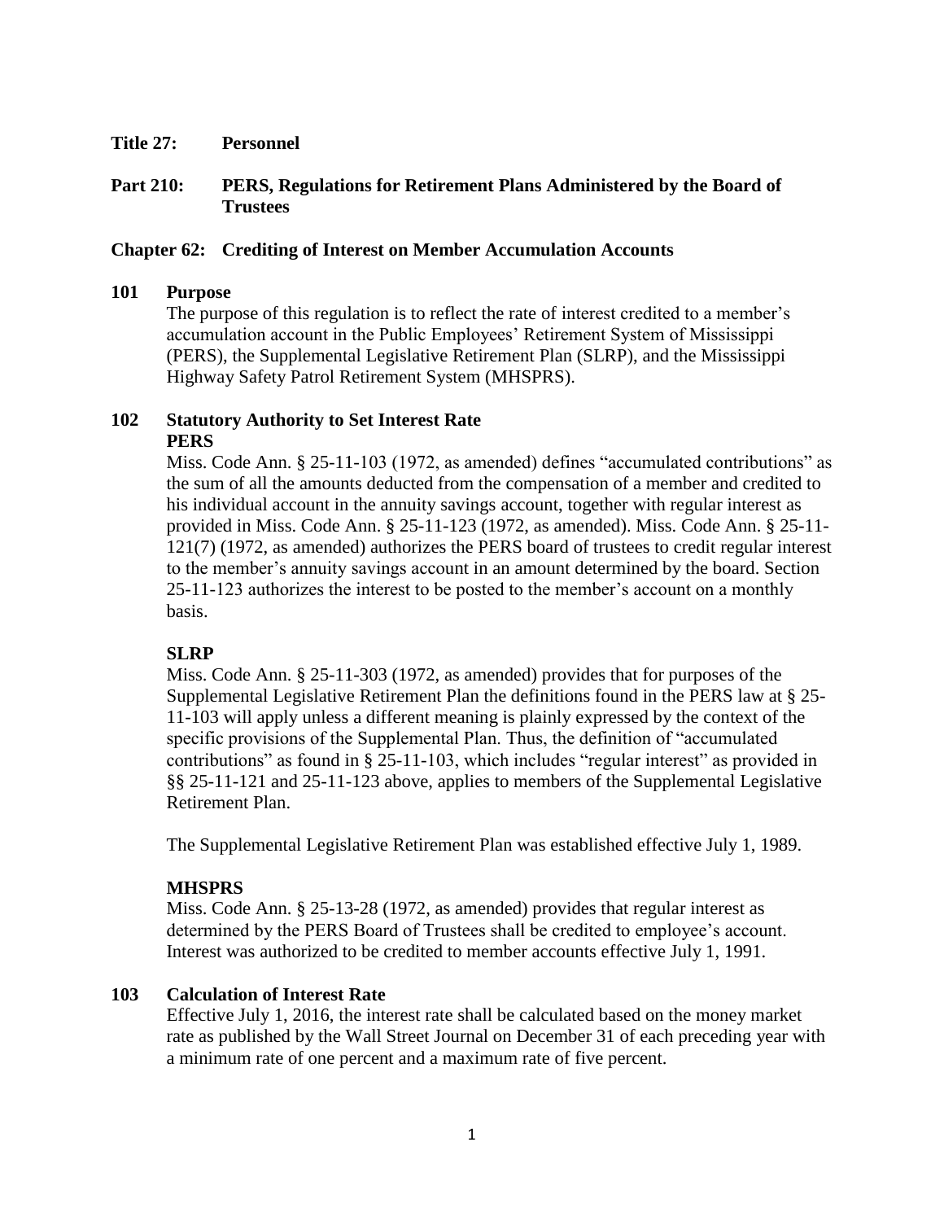**Title 27: Personnel**

**Part 210: PERS, Regulations for Retirement Plans Administered by the Board of Trustees**

## Chapter 62: Crediting of Interest on Member Accumulation Accounts

### 101 Purpose

The purpose of this regulation is to reflect the rate of interest credited to a member's accumulation account in the Public Employees' Retirement System of Mississippi (PERS), the Supplemental Legislative Retirement Plan (SLRP), and the Mississippi Highway Safety Patrol Retirement System (MHSPRS).

### 102 Statutory Authority to Set Interest Rate

**PERS**

Miss. Code Ann. § 25-11-103 (1972, as amended) defines "accumulated contributions" as the sum of all the amounts deducted from the compensation of a member and credited to his individual account in the annuity savings account, together with regular interest as provided in Miss. Code Ann. § 25-11-123 (1972, as amended). Miss. Code Ann. § 25-11-121(7) (1972, as amended) authorizes the PERS board of trustees to credit regular interest to the member's annuity savings account in an amount determined by the board. Section 25-11-123 authorizes the interest to be posted to the member's account on a monthly basis.

**SLRP**

Miss. Code Ann. § 25-11-303 (1972, as amended) provides that for purposes of the Supplemental Legislative Retirement Plan the definitions found in the PERS law at § 25-11-103 will apply unless a different meaning is plainly expressed by the context of the specific provisions of the Supplemental Plan. Thus, the definition of "accumulated contributions" as found in § 25-11-103, which includes "regular interest" as provided in §§ 25-11-121 and 25-11-123 above, applies to members of the Supplemental Legislative Retirement Plan.

The Supplemental Legislative Retirement Plan was established effective July 1, 1989.

**MHSPRS**

Miss. Code Ann. § 25-13-28 (1972, as amended) provides that regular interest as determined by the PERS Board of Trustees shall be credited to employee's account. Interest was authorized to be credited to member accounts effective July 1, 1991.

### 103 Calculation of Interest Rate

Effective July 1, 2016, the interest rate shall be calculated based on the money market rate as published by the Wall Street Journal on December 31 of each preceding year with a minimum rate of one percent and a maximum rate of five percent.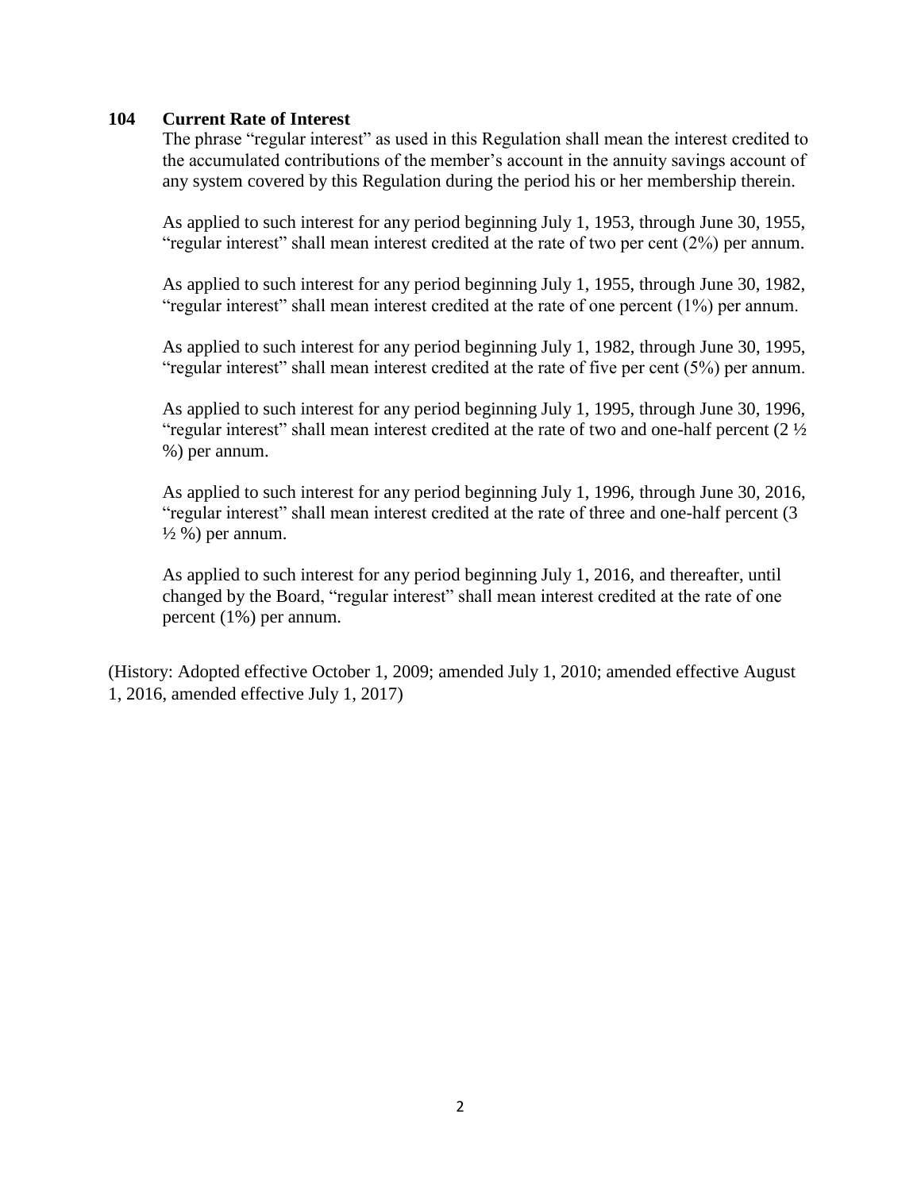**104 Current Rate of Interest**

The phrase "regular interest" as used in this Regulation shall mean the interest credited to the accumulated contributions of the member's account in the annuity savings account of any system covered by this Regulation during the period his or her membership therein.

As applied to such interest for any period beginning July 1, 1953, through June 30, 1955, "regular interest" shall mean interest credited at the rate of two per cent (2%) per annum.

As applied to such interest for any period beginning July 1, 1955, through June 30, 1982, "regular interest" shall mean interest credited at the rate of one percent (1%) per annum.

As applied to such interest for any period beginning July 1, 1982, through June 30, 1995, "regular interest" shall mean interest credited at the rate of five per cent (5%) per annum.

As applied to such interest for any period beginning July 1, 1995, through June 30, 1996, "regular interest" shall mean interest credited at the rate of two and one-half percent (2 ½ %) per annum.

As applied to such interest for any period beginning July 1, 1996, through June 30, 2016, "regular interest" shall mean interest credited at the rate of three and one-half percent (3 ½ %) per annum.

As applied to such interest for any period beginning July 1, 2016, and thereafter, until changed by the Board, "regular interest" shall mean interest credited at the rate of one percent (1%) per annum.

(History: Adopted effective October 1, 2009; amended July 1, 2010; amended effective August 1, 2016, amended effective July 1, 2017)